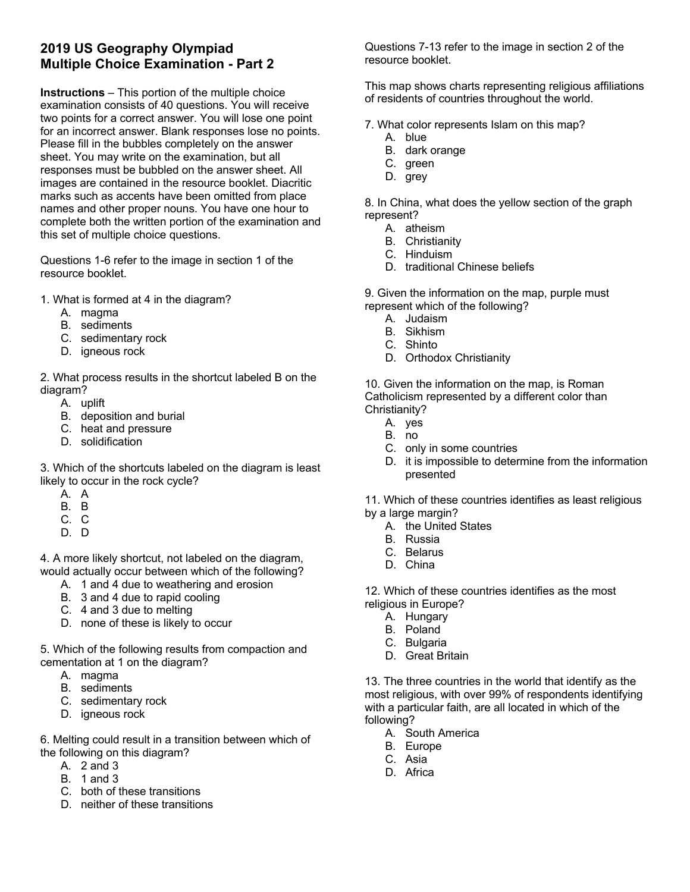# 2019 US Geography Olympiad
## Multiple Choice Examination - Part 2

**Instructions** – This portion of the multiple choice examination consists of 40 questions. You will receive two points for a correct answer. You will lose one point for an incorrect answer. Blank responses lose no points. Please fill in the bubbles completely on the answer sheet. You may write on the examination, but all responses must be bubbled on the answer sheet. All images are contained in the resource booklet. Diacritic marks such as accents have been omitted from place names and other proper nouns. You have one hour to complete both the written portion of the examination and this set of multiple choice questions.

Questions 1-6 refer to the image in section 1 of the resource booklet.

1. What is formed at 4 in the diagram?
   A. magma
   B. sediments
   C. sedimentary rock
   D. igneous rock

2. What process results in the shortcut labeled B on the diagram?
   A. uplift
   B. deposition and burial
   C. heat and pressure
   D. solidification

3. Which of the shortcuts labeled on the diagram is least likely to occur in the rock cycle?
   A. A
   B. B
   C. C
   D. D

4. A more likely shortcut, not labeled on the diagram, would actually occur between which of the following?
   A. 1 and 4 due to weathering and erosion
   B. 3 and 4 due to rapid cooling
   C. 4 and 3 due to melting
   D. none of these is likely to occur

5. Which of the following results from compaction and cementation at 1 on the diagram?
   A. magma
   B. sediments
   C. sedimentary rock
   D. igneous rock

6. Melting could result in a transition between which of the following on this diagram?
   A. 2 and 3
   B. 1 and 3
   C. both of these transitions
   D. neither of these transitions

Questions 7-13 refer to the image in section 2 of the resource booklet.

This map shows charts representing religious affiliations of residents of countries throughout the world.

7. What color represents Islam on this map?
   A. blue
   B. dark orange
   C. green
   D. grey

8. In China, what does the yellow section of the graph represent?
   A. atheism
   B. Christianity
   C. Hinduism
   D. traditional Chinese beliefs

9. Given the information on the map, purple must represent which of the following?
   A. Judaism
   B. Sikhism
   C. Shinto
   D. Orthodox Christianity

10. Given the information on the map, is Roman Catholicism represented by a different color than Christianity?
    A. yes
    B. no
    C. only in some countries
    D. it is impossible to determine from the information presented

11. Which of these countries identifies as least religious by a large margin?
    A. the United States
    B. Russia
    C. Belarus
    D. China

12. Which of these countries identifies as the most religious in Europe?
    A. Hungary
    B. Poland
    C. Bulgaria
    D. Great Britain

13. The three countries in the world that identify as the most religious, with over 99% of respondents identifying with a particular faith, are all located in which of the following?
    A. South America
    B. Europe
    C. Asia
    D. Africa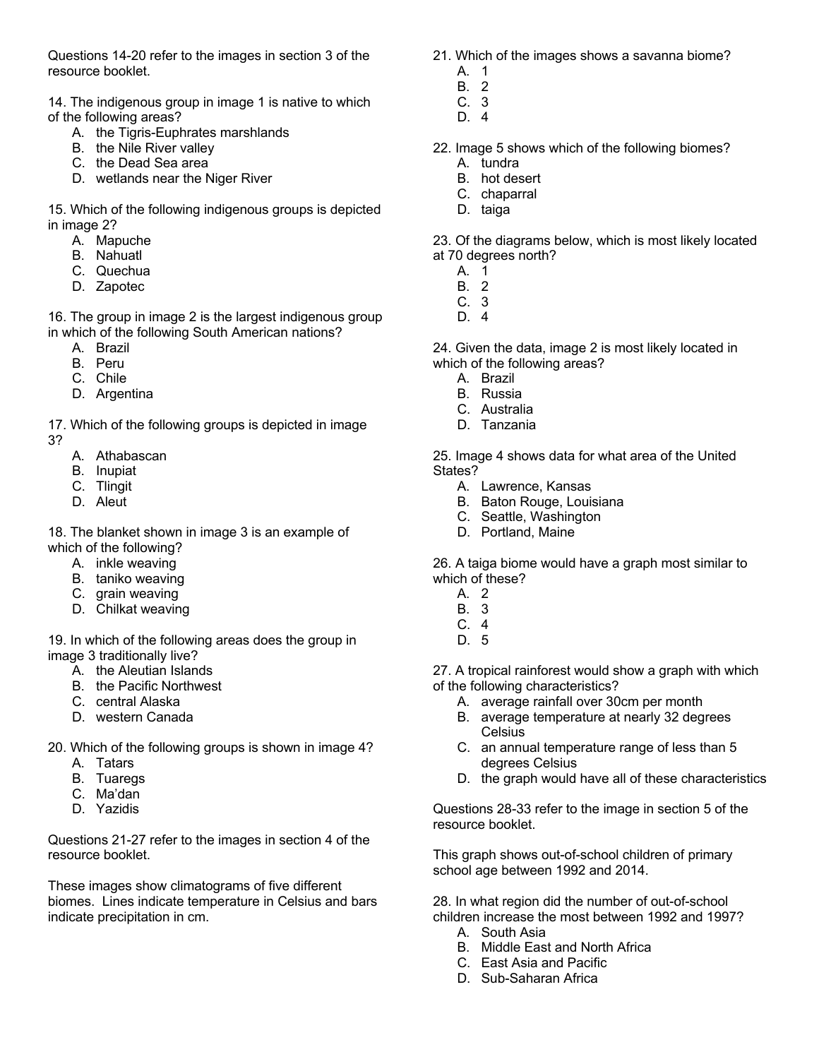Questions 14-20 refer to the images in section 3 of the resource booklet.

14. The indigenous group in image 1 is native to which of the following areas?
   A. the Tigris-Euphrates marshlands
   B. the Nile River valley
   C. the Dead Sea area
   D. wetlands near the Niger River

15. Which of the following indigenous groups is depicted in image 2?
   A. Mapuche
   B. Nahuatl
   C. Quechua
   D. Zapotec

16. The group in image 2 is the largest indigenous group in which of the following South American nations?
   A. Brazil
   B. Peru
   C. Chile
   D. Argentina

17. Which of the following groups is depicted in image 3?
   A. Athabascan
   B. Inupiat
   C. Tlingit
   D. Aleut

18. The blanket shown in image 3 is an example of which of the following?
   A. inkle weaving
   B. taniko weaving
   C. grain weaving
   D. Chilkat weaving

19. In which of the following areas does the group in image 3 traditionally live?
   A. the Aleutian Islands
   B. the Pacific Northwest
   C. central Alaska
   D. western Canada

20. Which of the following groups is shown in image 4?
   A. Tatars
   B. Tuaregs
   C. Ma'dan
   D. Yazidis

Questions 21-27 refer to the images in section 4 of the resource booklet.

These images show climatograms of five different biomes. Lines indicate temperature in Celsius and bars indicate precipitation in cm.

21. Which of the images shows a savanna biome?
   A. 1
   B. 2
   C. 3
   D. 4

22. Image 5 shows which of the following biomes?
   A. tundra
   B. hot desert
   C. chaparral
   D. taiga

23. Of the diagrams below, which is most likely located at 70 degrees north?
   A. 1
   B. 2
   C. 3
   D. 4

24. Given the data, image 2 is most likely located in which of the following areas?
   A. Brazil
   B. Russia
   C. Australia
   D. Tanzania

25. Image 4 shows data for what area of the United States?
   A. Lawrence, Kansas
   B. Baton Rouge, Louisiana
   C. Seattle, Washington
   D. Portland, Maine

26. A taiga biome would have a graph most similar to which of these?
   A. 2
   B. 3
   C. 4
   D. 5

27. A tropical rainforest would show a graph with which of the following characteristics?
   A. average rainfall over 30cm per month
   B. average temperature at nearly 32 degrees Celsius
   C. an annual temperature range of less than 5 degrees Celsius
   D. the graph would have all of these characteristics

Questions 28-33 refer to the image in section 5 of the resource booklet.

This graph shows out-of-school children of primary school age between 1992 and 2014.

28. In what region did the number of out-of-school children increase the most between 1992 and 1997?
   A. South Asia
   B. Middle East and North Africa
   C. East Asia and Pacific
   D. Sub-Saharan Africa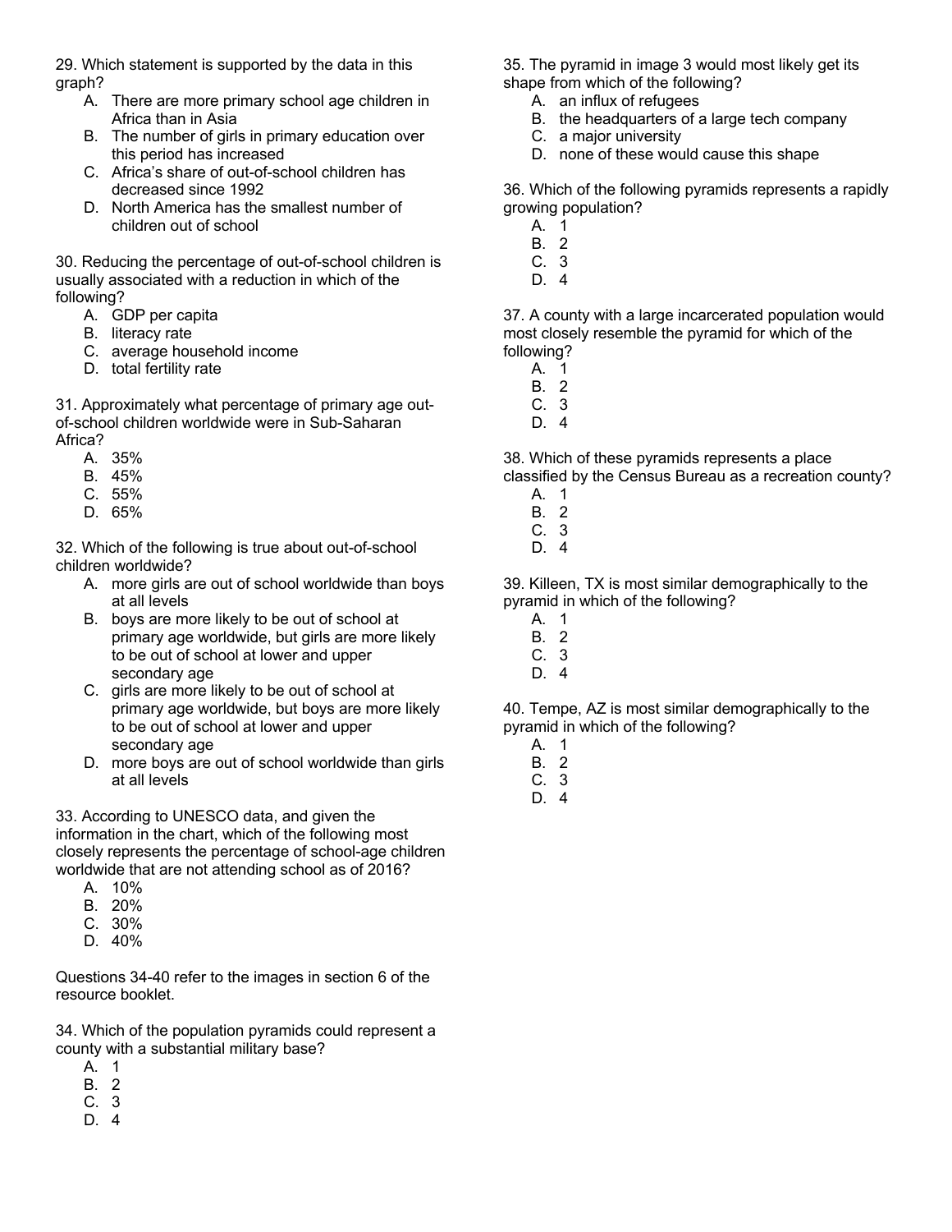29. Which statement is supported by the data in this graph?
    A. There are more primary school age children in Africa than in Asia
    B. The number of girls in primary education over this period has increased
    C. Africa's share of out-of-school children has decreased since 1992
    D. North America has the smallest number of children out of school

30. Reducing the percentage of out-of-school children is usually associated with a reduction in which of the following?
    A. GDP per capita
    B. literacy rate
    C. average household income
    D. total fertility rate

31. Approximately what percentage of primary age out-of-school children worldwide were in Sub-Saharan Africa?
    A. 35%
    B. 45%
    C. 55%
    D. 65%

32. Which of the following is true about out-of-school children worldwide?
    A. more girls are out of school worldwide than boys at all levels
    B. boys are more likely to be out of school at primary age worldwide, but girls are more likely to be out of school at lower and upper secondary age
    C. girls are more likely to be out of school at primary age worldwide, but boys are more likely to be out of school at lower and upper secondary age
    D. more boys are out of school worldwide than girls at all levels

33. According to UNESCO data, and given the information in the chart, which of the following most closely represents the percentage of school-age children worldwide that are not attending school as of 2016?
    A. 10%
    B. 20%
    C. 30%
    D. 40%

Questions 34-40 refer to the images in section 6 of the resource booklet.

34. Which of the population pyramids could represent a county with a substantial military base?
    A. 1
    B. 2
    C. 3
    D. 4

35. The pyramid in image 3 would most likely get its shape from which of the following?
    A. an influx of refugees
    B. the headquarters of a large tech company
    C. a major university
    D. none of these would cause this shape

36. Which of the following pyramids represents a rapidly growing population?
    A. 1
    B. 2
    C. 3
    D. 4

37. A county with a large incarcerated population would most closely resemble the pyramid for which of the following?
    A. 1
    B. 2
    C. 3
    D. 4

38. Which of these pyramids represents a place classified by the Census Bureau as a recreation county?
    A. 1
    B. 2
    C. 3
    D. 4

39. Killeen, TX is most similar demographically to the pyramid in which of the following?
    A. 1
    B. 2
    C. 3
    D. 4

40. Tempe, AZ is most similar demographically to the pyramid in which of the following?
    A. 1
    B. 2
    C. 3
    D. 4